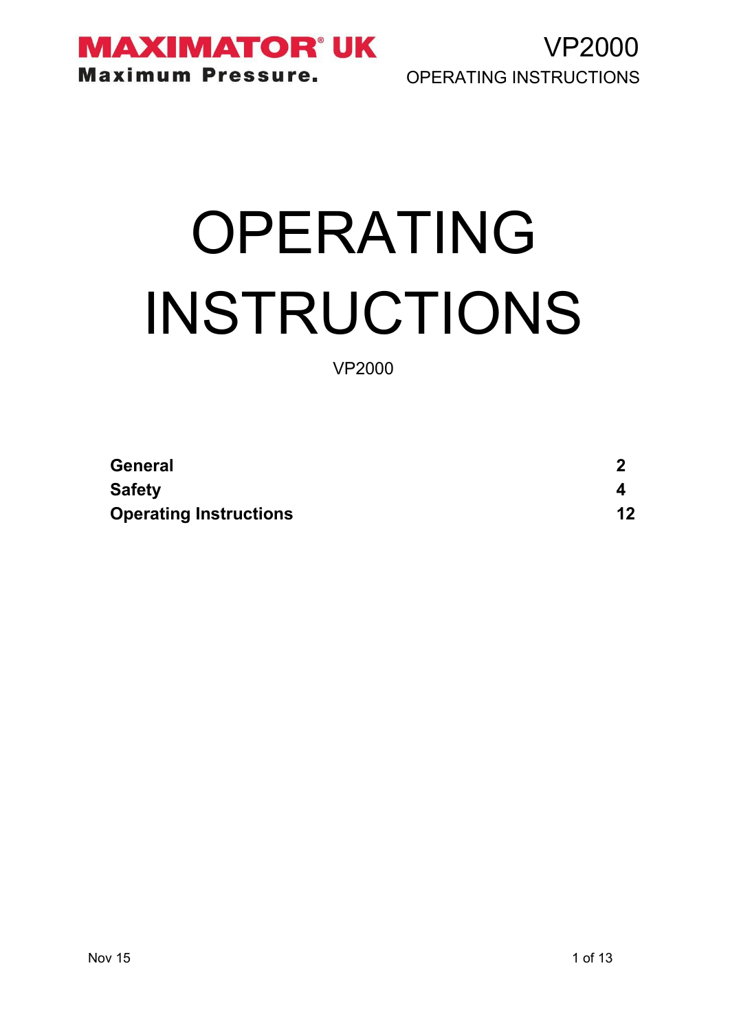# OPERATING INSTRUCTIONS

VP2000

| | |
|---|---|
| **General** | **2** |
| **Safety** | **4** |
| **Operating Instructions** | **12** |

Nov 15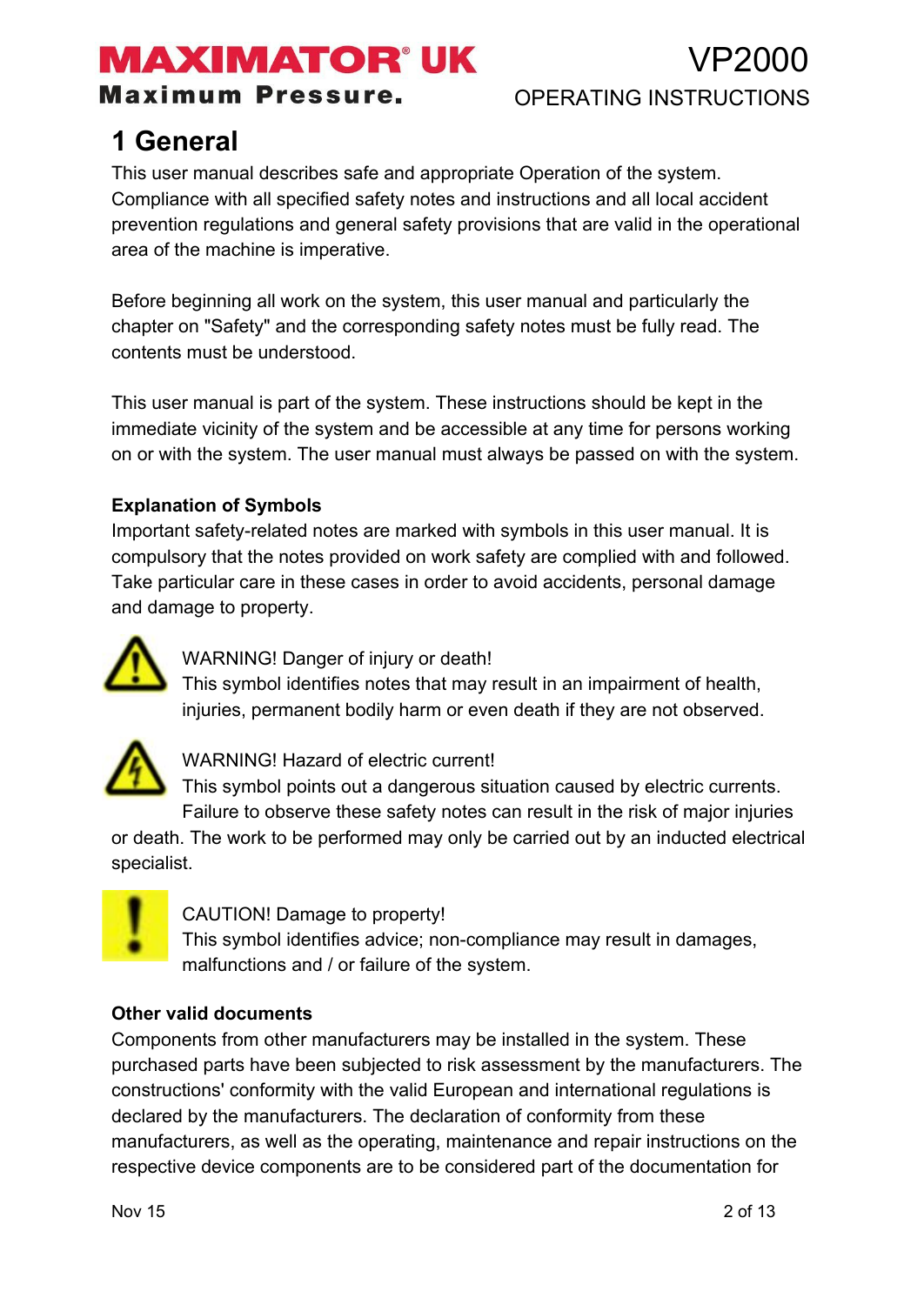# 1 General

This user manual describes safe and appropriate Operation of the system. Compliance with all specified safety notes and instructions and all local accident prevention regulations and general safety provisions that are valid in the operational area of the machine is imperative.

Before beginning all work on the system, this user manual and particularly the chapter on "Safety" and the corresponding safety notes must be fully read. The contents must be understood.

This user manual is part of the system. These instructions should be kept in the immediate vicinity of the system and be accessible at any time for persons working on or with the system. The user manual must always be passed on with the system.

**Explanation of Symbols**

Important safety-related notes are marked with symbols in this user manual. It is compulsory that the notes provided on work safety are complied with and followed. Take particular care in these cases in order to avoid accidents, personal damage and damage to property.

WARNING! Danger of injury or death!
This symbol identifies notes that may result in an impairment of health, injuries, permanent bodily harm or even death if they are not observed.

WARNING! Hazard of electric current!
This symbol points out a dangerous situation caused by electric currents. Failure to observe these safety notes can result in the risk of major injuries or death. The work to be performed may only be carried out by an inducted electrical specialist.

CAUTION! Damage to property!
This symbol identifies advice; non-compliance may result in damages, malfunctions and / or failure of the system.

**Other valid documents**

Components from other manufacturers may be installed in the system. These purchased parts have been subjected to risk assessment by the manufacturers. The constructions' conformity with the valid European and international regulations is declared by the manufacturers. The declaration of conformity from these manufacturers, as well as the operating, maintenance and repair instructions on the respective device components are to be considered part of the documentation for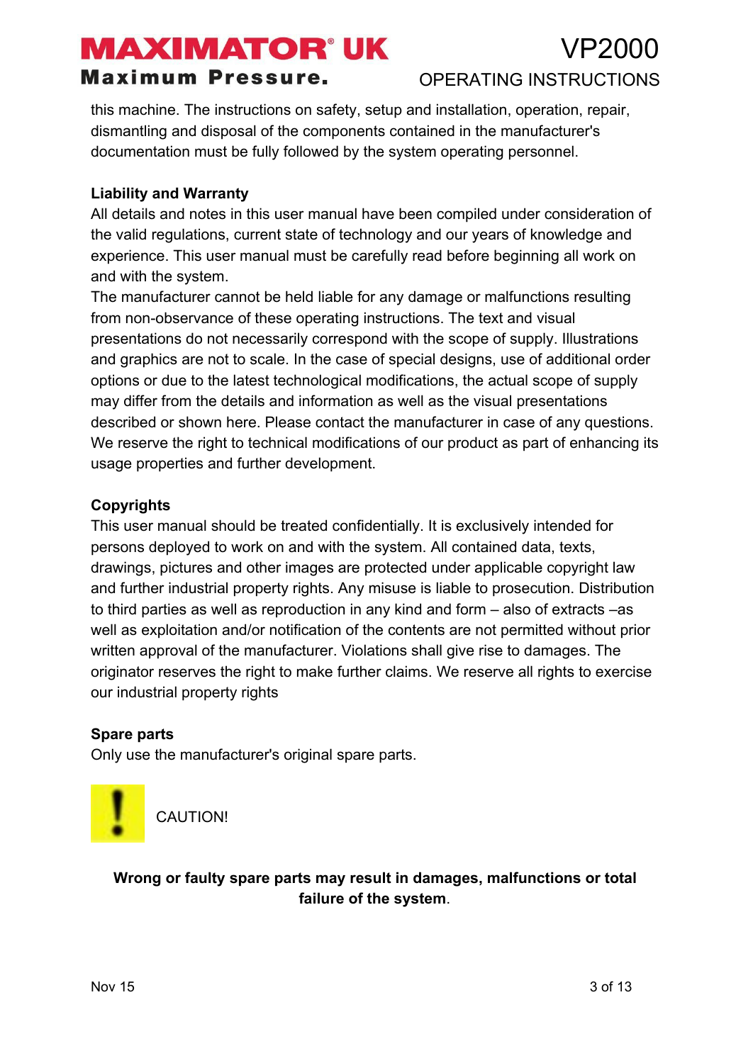this machine. The instructions on safety, setup and installation, operation, repair, dismantling and disposal of the components contained in the manufacturer's documentation must be fully followed by the system operating personnel.

**Liability and Warranty**

All details and notes in this user manual have been compiled under consideration of the valid regulations, current state of technology and our years of knowledge and experience. This user manual must be carefully read before beginning all work on and with the system.

The manufacturer cannot be held liable for any damage or malfunctions resulting from non-observance of these operating instructions. The text and visual presentations do not necessarily correspond with the scope of supply. Illustrations and graphics are not to scale. In the case of special designs, use of additional order options or due to the latest technological modifications, the actual scope of supply may differ from the details and information as well as the visual presentations described or shown here. Please contact the manufacturer in case of any questions. We reserve the right to technical modifications of our product as part of enhancing its usage properties and further development.

**Copyrights**

This user manual should be treated confidentially. It is exclusively intended for persons deployed to work on and with the system. All contained data, texts, drawings, pictures and other images are protected under applicable copyright law and further industrial property rights. Any misuse is liable to prosecution. Distribution to third parties as well as reproduction in any kind and form – also of extracts –as well as exploitation and/or notification of the contents are not permitted without prior written approval of the manufacturer. Violations shall give rise to damages. The originator reserves the right to make further claims. We reserve all rights to exercise our industrial property rights

**Spare parts**

Only use the manufacturer's original spare parts.

CAUTION!

**Wrong or faulty spare parts may result in damages, malfunctions or total failure of the system**.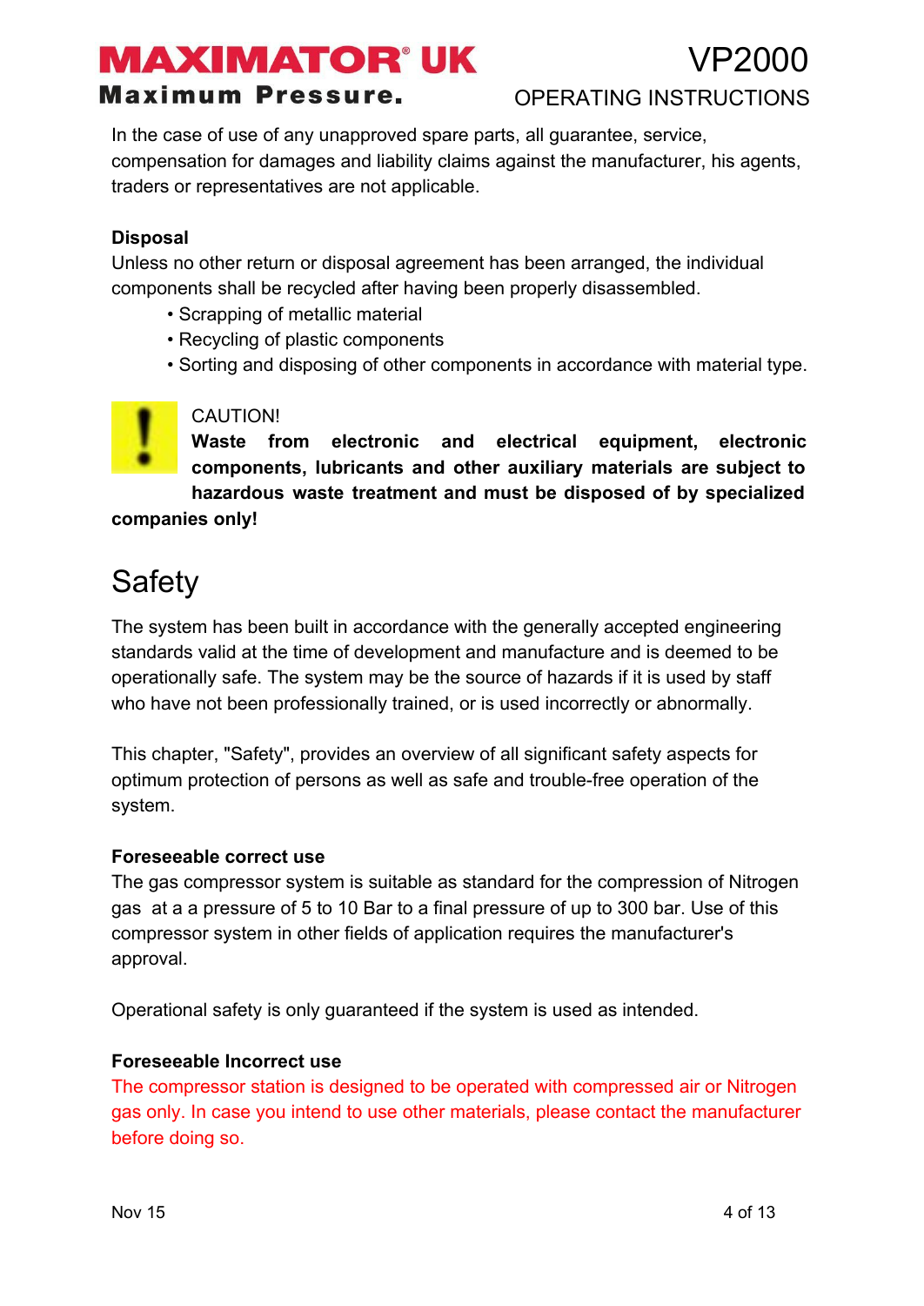In the case of use of any unapproved spare parts, all guarantee, service, compensation for damages and liability claims against the manufacturer, his agents, traders or representatives are not applicable.

**Disposal**

Unless no other return or disposal agreement has been arranged, the individual components shall be recycled after having been properly disassembled.

- Scrapping of metallic material
- Recycling of plastic components
- Sorting and disposing of other components in accordance with material type.

CAUTION!

**Waste from electronic and electrical equipment, electronic components, lubricants and other auxiliary materials are subject to hazardous waste treatment and must be disposed of by specialized companies only!**

# Safety

The system has been built in accordance with the generally accepted engineering standards valid at the time of development and manufacture and is deemed to be operationally safe. The system may be the source of hazards if it is used by staff who have not been professionally trained, or is used incorrectly or abnormally.

This chapter, "Safety", provides an overview of all significant safety aspects for optimum protection of persons as well as safe and trouble-free operation of the system.

**Foreseeable correct use**

The gas compressor system is suitable as standard for the compression of Nitrogen gas at a a pressure of 5 to 10 Bar to a final pressure of up to 300 bar. Use of this compressor system in other fields of application requires the manufacturer's approval.

Operational safety is only guaranteed if the system is used as intended.

**Foreseeable Incorrect use**

The compressor station is designed to be operated with compressed air or Nitrogen gas only. In case you intend to use other materials, please contact the manufacturer before doing so.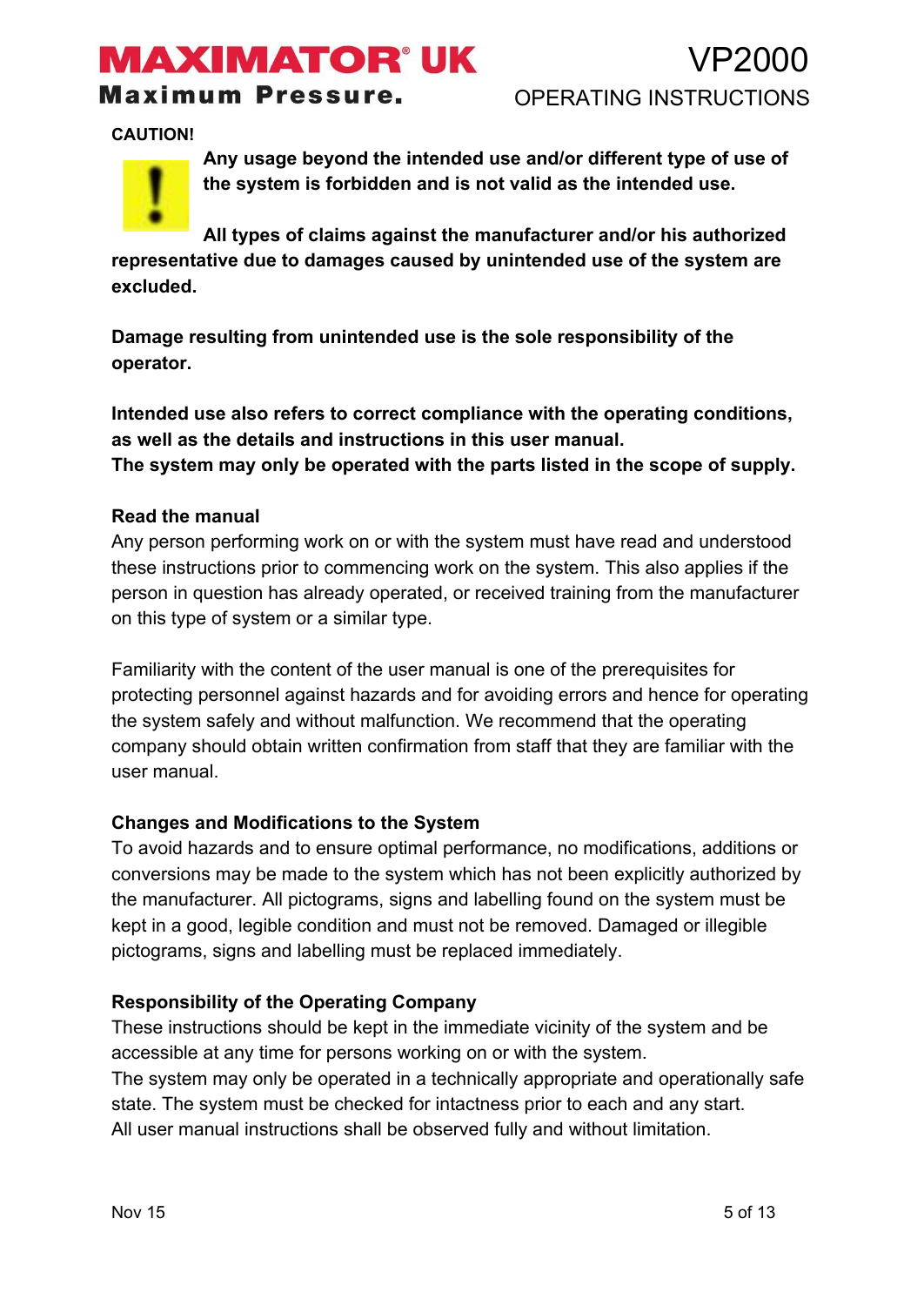**CAUTION!**

**Any usage beyond the intended use and/or different type of use of the system is forbidden and is not valid as the intended use.**

**All types of claims against the manufacturer and/or his authorized representative due to damages caused by unintended use of the system are excluded.**

**Damage resulting from unintended use is the sole responsibility of the operator.**

**Intended use also refers to correct compliance with the operating conditions, as well as the details and instructions in this user manual.**
**The system may only be operated with the parts listed in the scope of supply.**

### Read the manual

Any person performing work on or with the system must have read and understood these instructions prior to commencing work on the system. This also applies if the person in question has already operated, or received training from the manufacturer on this type of system or a similar type.

Familiarity with the content of the user manual is one of the prerequisites for protecting personnel against hazards and for avoiding errors and hence for operating the system safely and without malfunction. We recommend that the operating company should obtain written confirmation from staff that they are familiar with the user manual.

### Changes and Modifications to the System

To avoid hazards and to ensure optimal performance, no modifications, additions or conversions may be made to the system which has not been explicitly authorized by the manufacturer. All pictograms, signs and labelling found on the system must be kept in a good, legible condition and must not be removed. Damaged or illegible pictograms, signs and labelling must be replaced immediately.

### Responsibility of the Operating Company

These instructions should be kept in the immediate vicinity of the system and be accessible at any time for persons working on or with the system.
The system may only be operated in a technically appropriate and operationally safe state. The system must be checked for intactness prior to each and any start.
All user manual instructions shall be observed fully and without limitation.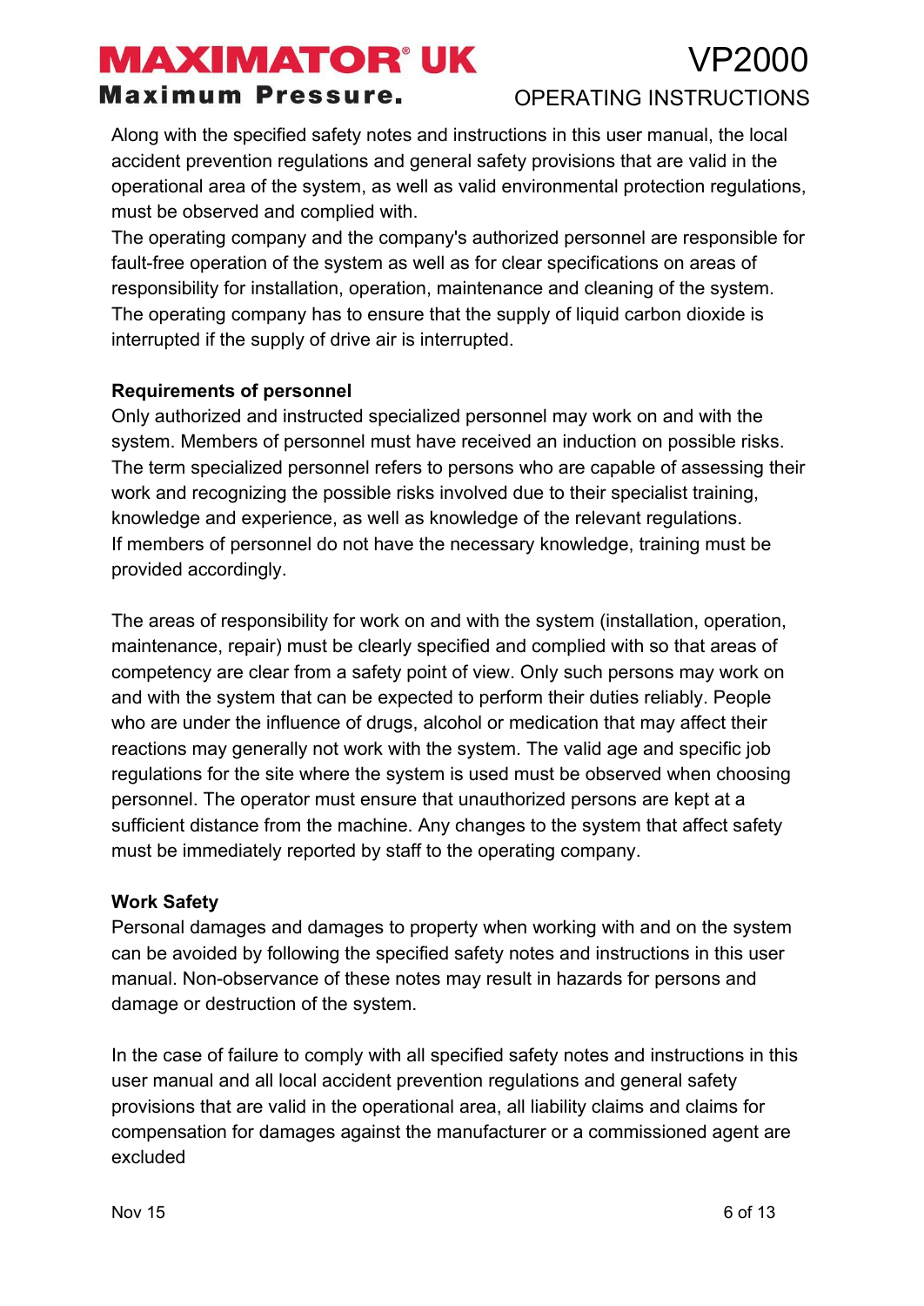Along with the specified safety notes and instructions in this user manual, the local accident prevention regulations and general safety provisions that are valid in the operational area of the system, as well as valid environmental protection regulations, must be observed and complied with.
The operating company and the company's authorized personnel are responsible for fault-free operation of the system as well as for clear specifications on areas of responsibility for installation, operation, maintenance and cleaning of the system.
The operating company has to ensure that the supply of liquid carbon dioxide is interrupted if the supply of drive air is interrupted.

**Requirements of personnel**
Only authorized and instructed specialized personnel may work on and with the system. Members of personnel must have received an induction on possible risks.
The term specialized personnel refers to persons who are capable of assessing their work and recognizing the possible risks involved due to their specialist training, knowledge and experience, as well as knowledge of the relevant regulations.
If members of personnel do not have the necessary knowledge, training must be provided accordingly.

The areas of responsibility for work on and with the system (installation, operation, maintenance, repair) must be clearly specified and complied with so that areas of competency are clear from a safety point of view. Only such persons may work on and with the system that can be expected to perform their duties reliably. People who are under the influence of drugs, alcohol or medication that may affect their reactions may generally not work with the system. The valid age and specific job regulations for the site where the system is used must be observed when choosing personnel. The operator must ensure that unauthorized persons are kept at a sufficient distance from the machine. Any changes to the system that affect safety must be immediately reported by staff to the operating company.

**Work Safety**
Personal damages and damages to property when working with and on the system can be avoided by following the specified safety notes and instructions in this user manual. Non-observance of these notes may result in hazards for persons and damage or destruction of the system.

In the case of failure to comply with all specified safety notes and instructions in this user manual and all local accident prevention regulations and general safety provisions that are valid in the operational area, all liability claims and claims for compensation for damages against the manufacturer or a commissioned agent are excluded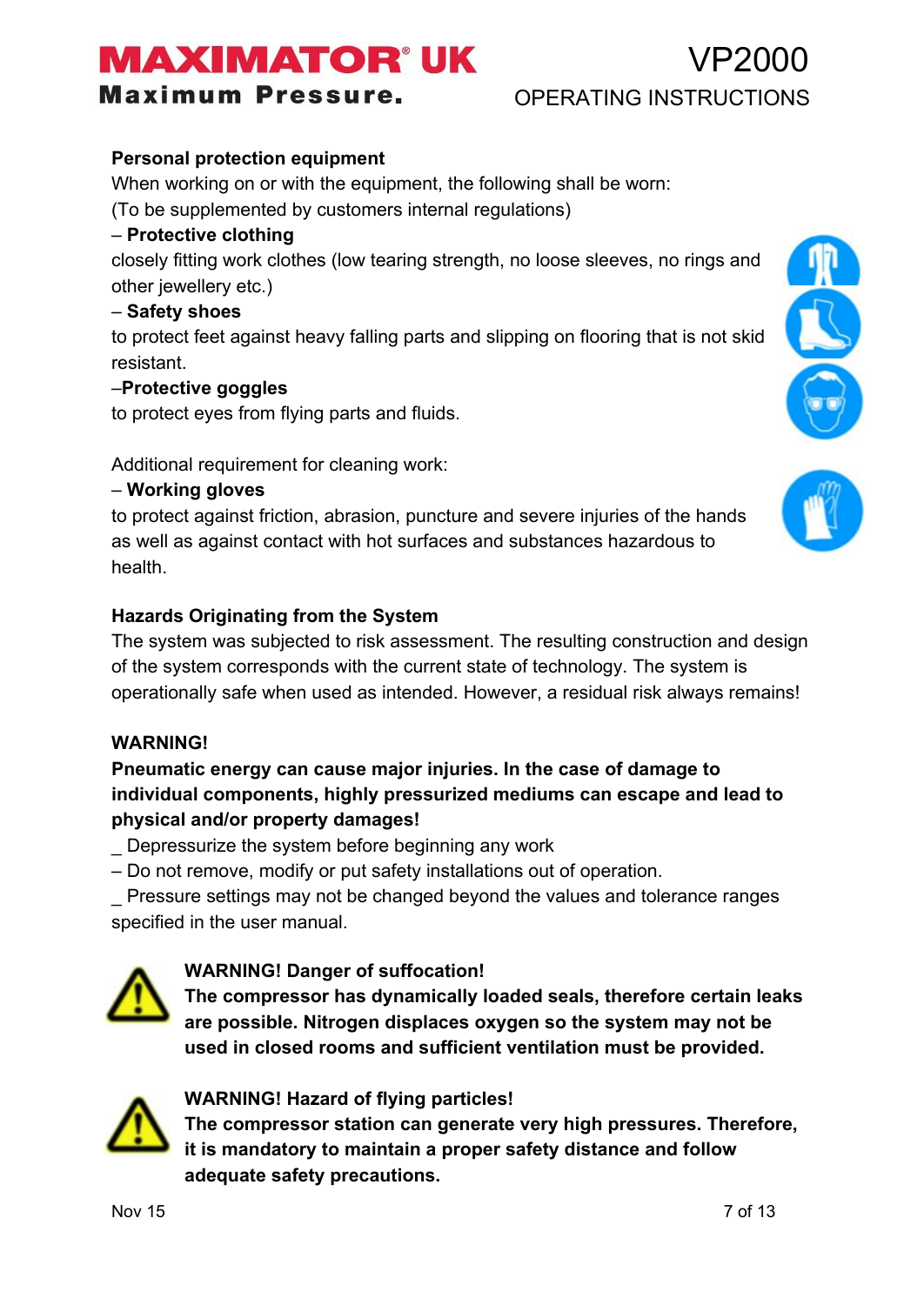**Personal protection equipment**

When working on or with the equipment, the following shall be worn:
(To be supplemented by customers internal regulations)

– **Protective clothing**

closely fitting work clothes (low tearing strength, no loose sleeves, no rings and other jewellery etc.)

– **Safety shoes**

to protect feet against heavy falling parts and slipping on flooring that is not skid resistant.

–**Protective goggles**

to protect eyes from flying parts and fluids.

Additional requirement for cleaning work:

– **Working gloves**

to protect against friction, abrasion, puncture and severe injuries of the hands as well as against contact with hot surfaces and substances hazardous to health.

**Hazards Originating from the System**

The system was subjected to risk assessment. The resulting construction and design of the system corresponds with the current state of technology. The system is operationally safe when used as intended. However, a residual risk always remains!

**WARNING!**

**Pneumatic energy can cause major injuries. In the case of damage to individual components, highly pressurized mediums can escape and lead to physical and/or property damages!**

_ Depressurize the system before beginning any work

– Do not remove, modify or put safety installations out of operation.

_ Pressure settings may not be changed beyond the values and tolerance ranges specified in the user manual.

**WARNING! Danger of suffocation!**

**The compressor has dynamically loaded seals, therefore certain leaks are possible. Nitrogen displaces oxygen so the system may not be used in closed rooms and sufficient ventilation must be provided.**

**WARNING! Hazard of flying particles!**

**The compressor station can generate very high pressures. Therefore, it is mandatory to maintain a proper safety distance and follow adequate safety precautions.**

Nov 15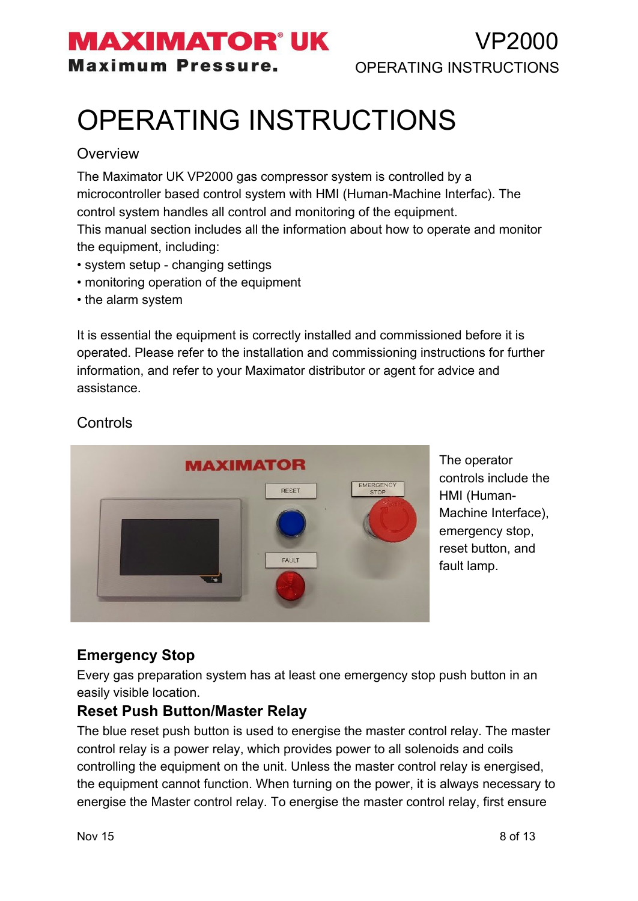# OPERATING INSTRUCTIONS

## Overview

The Maximator UK VP2000 gas compressor system is controlled by a microcontroller based control system with HMI (Human-Machine Interfac). The control system handles all control and monitoring of the equipment.
This manual section includes all the information about how to operate and monitor the equipment, including:

- system setup - changing settings
- monitoring operation of the equipment
- the alarm system

It is essential the equipment is correctly installed and commissioned before it is operated. Please refer to the installation and commissioning instructions for further information, and refer to your Maximator distributor or agent for advice and assistance.

## Controls

The operator controls include the HMI (Human-Machine Interface), emergency stop, reset button, and fault lamp.

### Emergency Stop

Every gas preparation system has at least one emergency stop push button in an easily visible location.

### Reset Push Button/Master Relay

The blue reset push button is used to energise the master control relay. The master control relay is a power relay, which provides power to all solenoids and coils controlling the equipment on the unit. Unless the master control relay is energised, the equipment cannot function. When turning on the power, it is always necessary to energise the Master control relay. To energise the master control relay, first ensure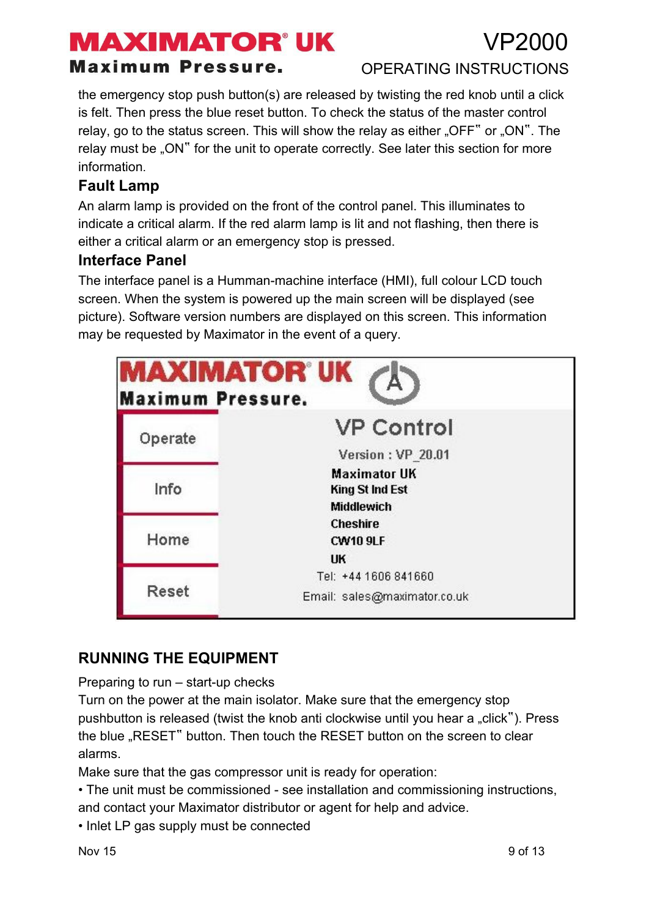the emergency stop push button(s) are released by twisting the red knob until a click is felt. Then press the blue reset button. To check the status of the master control relay, go to the status screen. This will show the relay as either „OFF" or „ON". The relay must be „ON" for the unit to operate correctly. See later this section for more information.

### Fault Lamp

An alarm lamp is provided on the front of the control panel. This illuminates to indicate a critical alarm. If the red alarm lamp is lit and not flashing, then there is either a critical alarm or an emergency stop is pressed.

### Interface Panel

The interface panel is a Humman-machine interface (HMI), full colour LCD touch screen. When the system is powered up the main screen will be displayed (see picture). Software version numbers are displayed on this screen. This information may be requested by Maximator in the event of a query.

MAXIMATOR® UK
Maximum Pressure.

| | |
|---|---|
| Operate | VP Control<br>Version : VP_20.01 |
| Info | Maximator UK<br>King St Ind Est<br>Middlewich |
| Home | Cheshire<br>CW10 9LF<br>UK |
| Reset | Tel: +44 1606 841660<br>Email: sales@maximator.co.uk |

## RUNNING THE EQUIPMENT

Preparing to run – start-up checks

Turn on the power at the main isolator. Make sure that the emergency stop pushbutton is released (twist the knob anti clockwise until you hear a „click"). Press the blue „RESET" button. Then touch the RESET button on the screen to clear alarms.

Make sure that the gas compressor unit is ready for operation:

- The unit must be commissioned - see installation and commissioning instructions, and contact your Maximator distributor or agent for help and advice.
- Inlet LP gas supply must be connected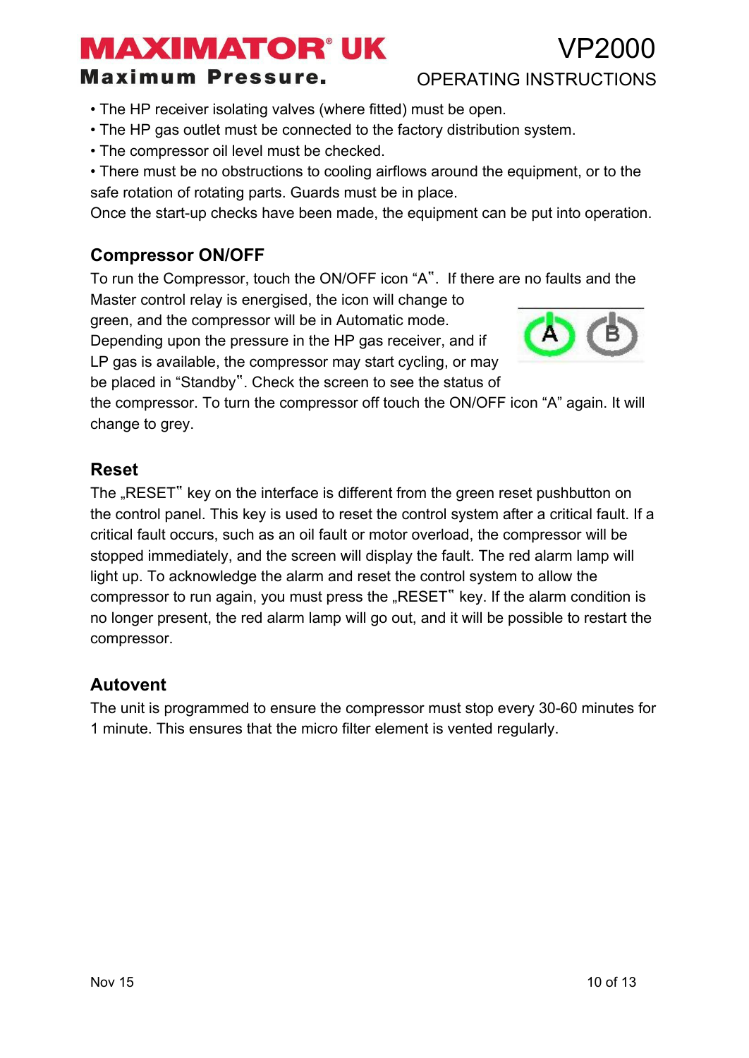- The HP receiver isolating valves (where fitted) must be open.
- The HP gas outlet must be connected to the factory distribution system.
- The compressor oil level must be checked.
- There must be no obstructions to cooling airflows around the equipment, or to the safe rotation of rotating parts. Guards must be in place.

Once the start-up checks have been made, the equipment can be put into operation.

## Compressor ON/OFF

To run the Compressor, touch the ON/OFF icon "A". If there are no faults and the Master control relay is energised, the icon will change to green, and the compressor will be in Automatic mode. Depending upon the pressure in the HP gas receiver, and if LP gas is available, the compressor may start cycling, or may be placed in "Standby". Check the screen to see the status of the compressor. To turn the compressor off touch the ON/OFF icon "A" again. It will change to grey.

## Reset

The „RESET" key on the interface is different from the green reset pushbutton on the control panel. This key is used to reset the control system after a critical fault. If a critical fault occurs, such as an oil fault or motor overload, the compressor will be stopped immediately, and the screen will display the fault. The red alarm lamp will light up. To acknowledge the alarm and reset the control system to allow the compressor to run again, you must press the „RESET" key. If the alarm condition is no longer present, the red alarm lamp will go out, and it will be possible to restart the compressor.

## Autovent

The unit is programmed to ensure the compressor must stop every 30-60 minutes for 1 minute. This ensures that the micro filter element is vented regularly.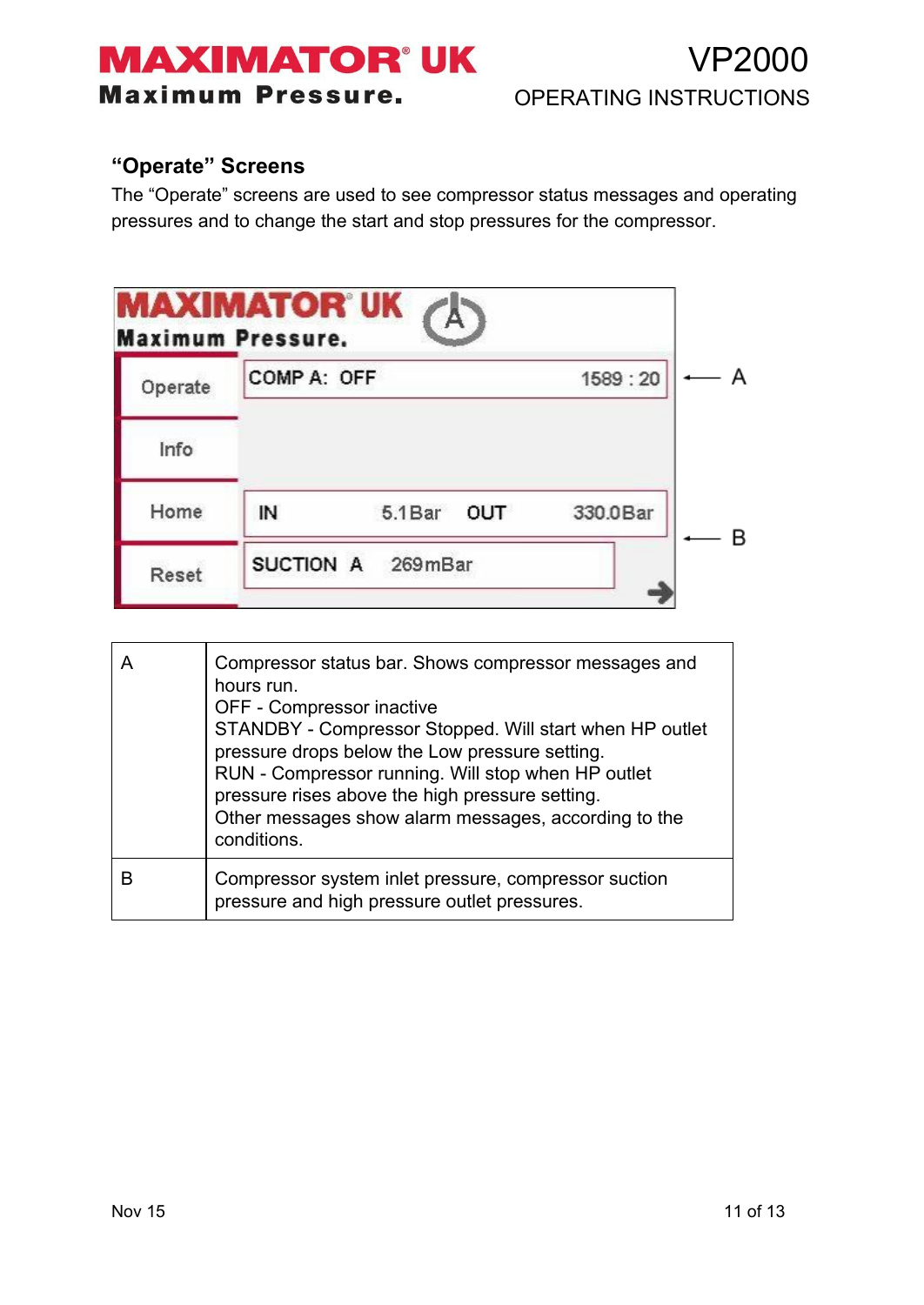## "Operate" Screens

The "Operate" screens are used to see compressor status messages and operating pressures and to change the start and stop pressures for the compressor.

| | |
|---|---|
| A | Compressor status bar. Shows compressor messages and hours run.<br>OFF - Compressor inactive<br>STANDBY - Compressor Stopped. Will start when HP outlet pressure drops below the Low pressure setting.<br>RUN - Compressor running. Will stop when HP outlet pressure rises above the high pressure setting.<br>Other messages show alarm messages, according to the conditions. |
| B | Compressor system inlet pressure, compressor suction pressure and high pressure outlet pressures. |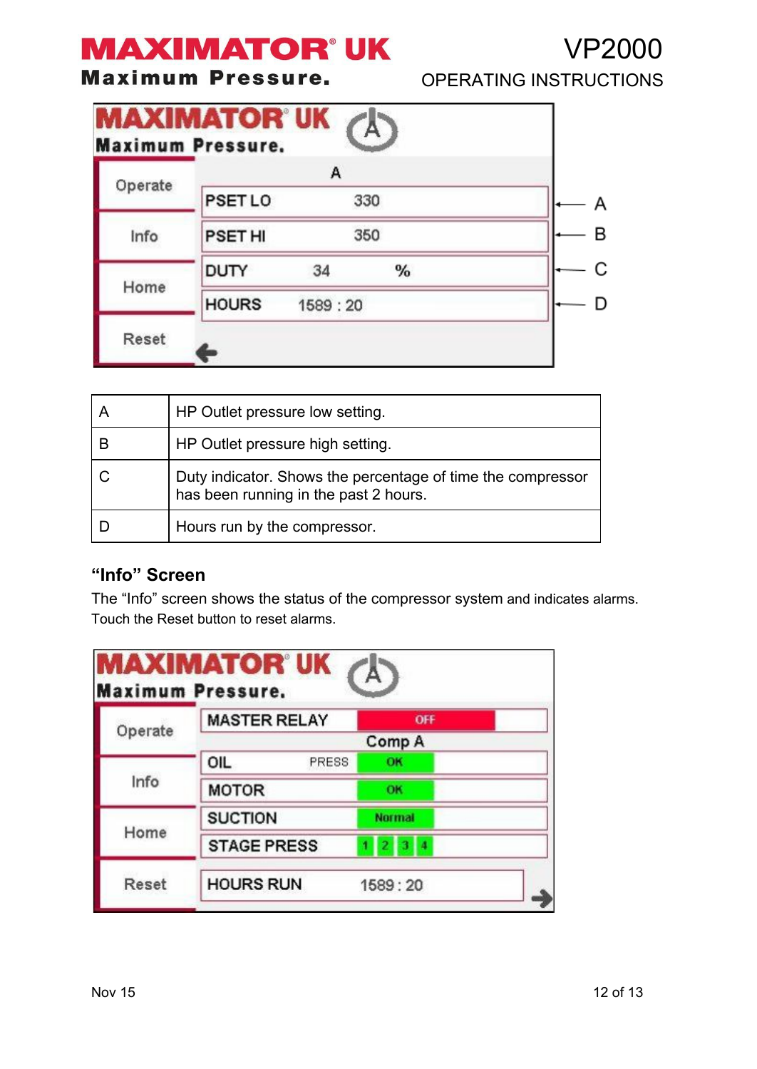| A | HP Outlet pressure low setting. |
|---|---|
| B | HP Outlet pressure high setting. |
| C | Duty indicator. Shows the percentage of time the compressor has been running in the past 2 hours. |
| D | Hours run by the compressor. |

### "Info" Screen

The "Info" screen shows the status of the compressor system and indicates alarms. Touch the Reset button to reset alarms.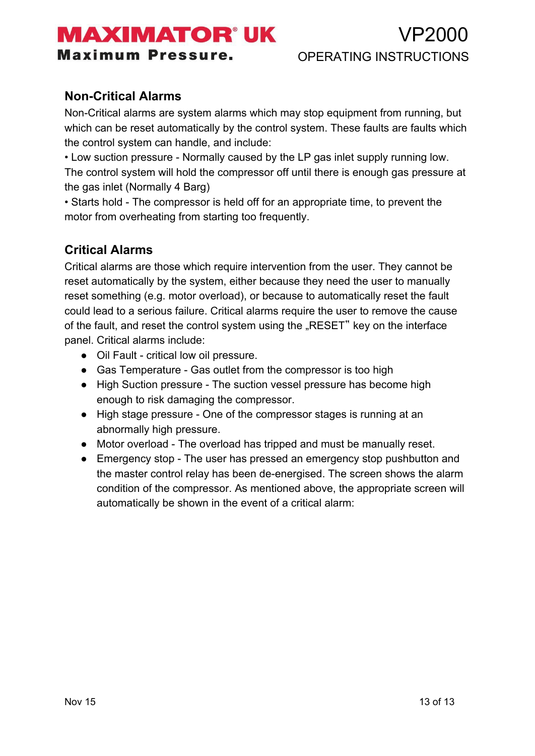## Non-Critical Alarms

Non-Critical alarms are system alarms which may stop equipment from running, but which can be reset automatically by the control system. These faults are faults which the control system can handle, and include:

• Low suction pressure - Normally caused by the LP gas inlet supply running low. The control system will hold the compressor off until there is enough gas pressure at the gas inlet (Normally 4 Barg)

• Starts hold - The compressor is held off for an appropriate time, to prevent the motor from overheating from starting too frequently.

## Critical Alarms

Critical alarms are those which require intervention from the user. They cannot be reset automatically by the system, either because they need the user to manually reset something (e.g. motor overload), or because to automatically reset the fault could lead to a serious failure. Critical alarms require the user to remove the cause of the fault, and reset the control system using the „RESET‟ key on the interface panel. Critical alarms include:

- Oil Fault - critical low oil pressure.
- Gas Temperature - Gas outlet from the compressor is too high
- High Suction pressure - The suction vessel pressure has become high enough to risk damaging the compressor.
- High stage pressure - One of the compressor stages is running at an abnormally high pressure.
- Motor overload - The overload has tripped and must be manually reset.
- Emergency stop - The user has pressed an emergency stop pushbutton and the master control relay has been de-energised. The screen shows the alarm condition of the compressor. As mentioned above, the appropriate screen will automatically be shown in the event of a critical alarm: